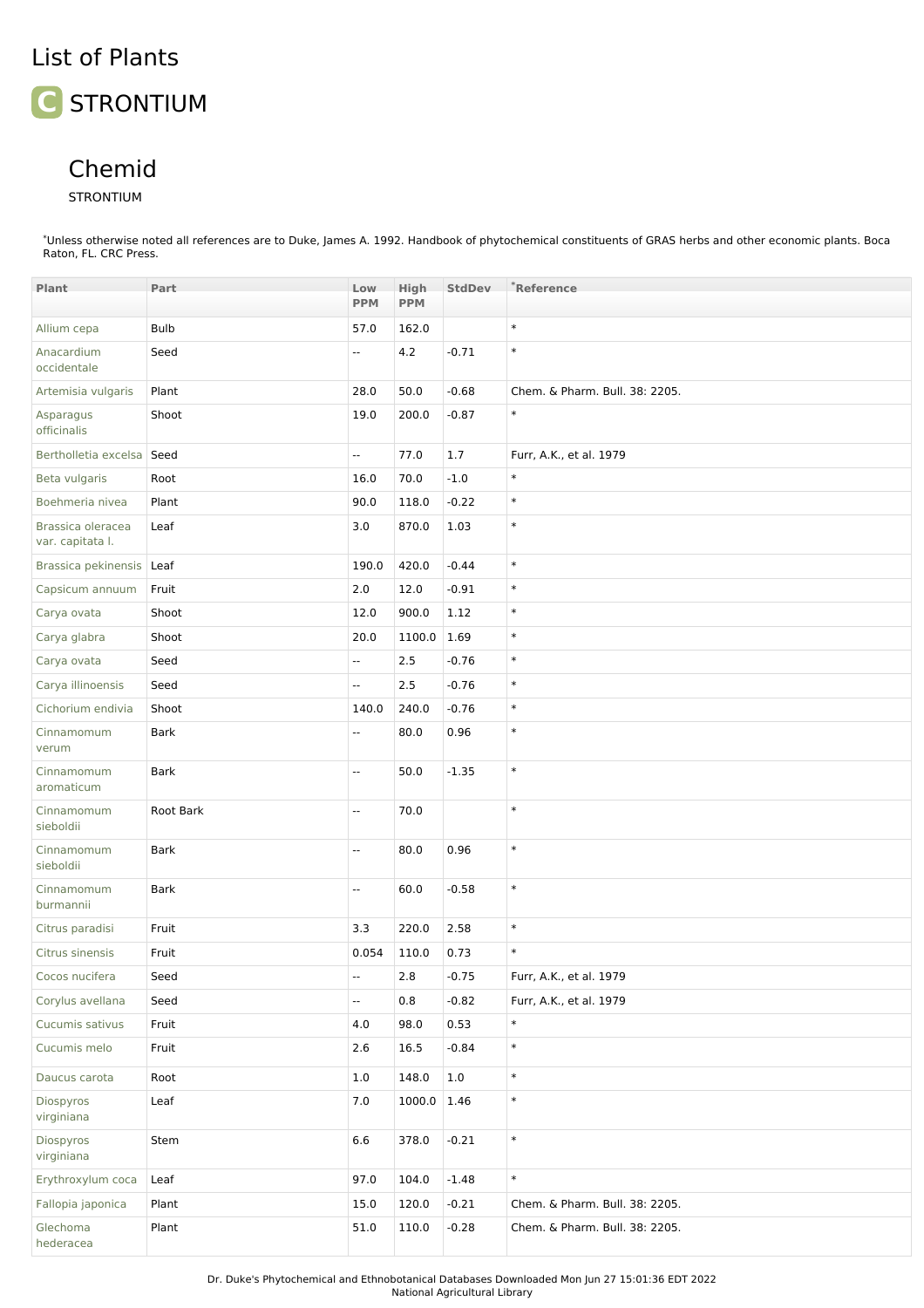# List of Plants

## C STRONTIUM

### Chemid

STRONTIUM

*Unless otherwise noted all references are to Duke, James A. 1992. Handbook of phytochemical constituents of GRAS herbs and other economic plants. Boca Raton, FL. CRC Press.

| Plant | Part | Low PPM | High PPM | StdDev | *Reference |
|---|---|---|---|---|---|
| Allium cepa | Bulb | 57.0 | 162.0 | | * |
| Anacardium occidentale | Seed | -- | 4.2 | -0.71 | * |
| Artemisia vulgaris | Plant | 28.0 | 50.0 | -0.68 | Chem. & Pharm. Bull. 38: 2205. |
| Asparagus officinalis | Shoot | 19.0 | 200.0 | -0.87 | * |
| Bertholletia excelsa | Seed | -- | 77.0 | 1.7 | Furr, A.K., et al. 1979 |
| Beta vulgaris | Root | 16.0 | 70.0 | -1.0 | * |
| Boehmeria nivea | Plant | 90.0 | 118.0 | -0.22 | * |
| Brassica oleracea var. capitata l. | Leaf | 3.0 | 870.0 | 1.03 | * |
| Brassica pekinensis | Leaf | 190.0 | 420.0 | -0.44 | * |
| Capsicum annuum | Fruit | 2.0 | 12.0 | -0.91 | * |
| Carya ovata | Shoot | 12.0 | 900.0 | 1.12 | * |
| Carya glabra | Shoot | 20.0 | 1100.0 | 1.69 | * |
| Carya ovata | Seed | -- | 2.5 | -0.76 | * |
| Carya illinoensis | Seed | -- | 2.5 | -0.76 | * |
| Cichorium endivia | Shoot | 140.0 | 240.0 | -0.76 | * |
| Cinnamomum verum | Bark | -- | 80.0 | 0.96 | * |
| Cinnamomum aromaticum | Bark | -- | 50.0 | -1.35 | * |
| Cinnamomum sieboldii | Root Bark | -- | 70.0 | | * |
| Cinnamomum sieboldii | Bark | -- | 80.0 | 0.96 | * |
| Cinnamomum burmannii | Bark | -- | 60.0 | -0.58 | * |
| Citrus paradisi | Fruit | 3.3 | 220.0 | 2.58 | * |
| Citrus sinensis | Fruit | 0.054 | 110.0 | 0.73 | * |
| Cocos nucifera | Seed | -- | 2.8 | -0.75 | Furr, A.K., et al. 1979 |
| Corylus avellana | Seed | -- | 0.8 | -0.82 | Furr, A.K., et al. 1979 |
| Cucumis sativus | Fruit | 4.0 | 98.0 | 0.53 | * |
| Cucumis melo | Fruit | 2.6 | 16.5 | -0.84 | * |
| Daucus carota | Root | 1.0 | 148.0 | 1.0 | * |
| Diospyros virginiana | Leaf | 7.0 | 1000.0 | 1.46 | * |
| Diospyros virginiana | Stem | 6.6 | 378.0 | -0.21 | * |
| Erythroxylum coca | Leaf | 97.0 | 104.0 | -1.48 | * |
| Fallopia japonica | Plant | 15.0 | 120.0 | -0.21 | Chem. & Pharm. Bull. 38: 2205. |
| Glechoma hederacea | Plant | 51.0 | 110.0 | -0.28 | Chem. & Pharm. Bull. 38: 2205. |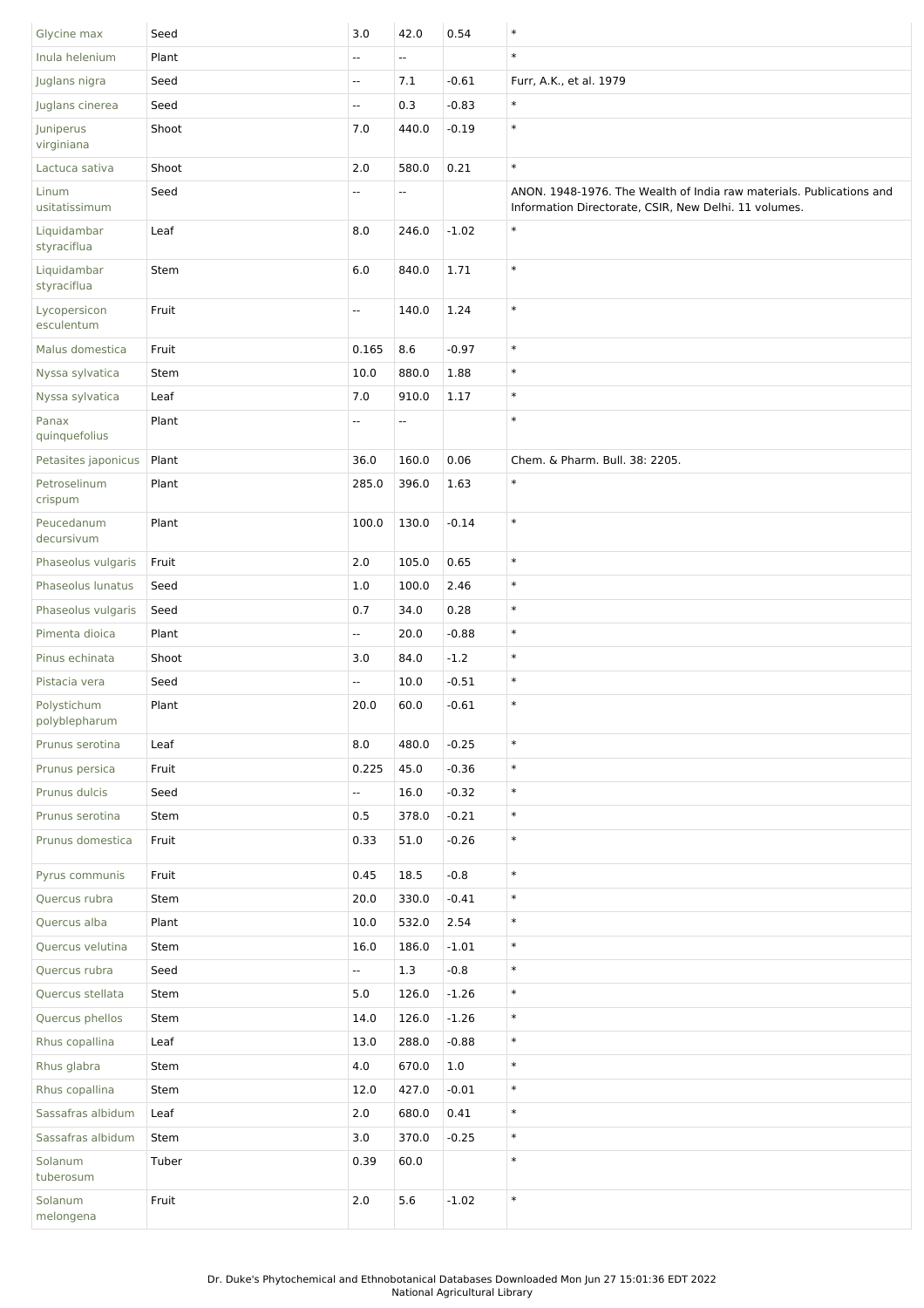| | | | | | |
|---|---|---|---|---|---|
| Glycine max | Seed | 3.0 | 42.0 | 0.54 | * |
| Inula helenium | Plant | -- | -- | | * |
| Juglans nigra | Seed | -- | 7.1 | -0.61 | Furr, A.K., et al. 1979 |
| Juglans cinerea | Seed | -- | 0.3 | -0.83 | * |
| Juniperus virginiana | Shoot | 7.0 | 440.0 | -0.19 | * |
| Lactuca sativa | Shoot | 2.0 | 580.0 | 0.21 | * |
| Linum usitatissimum | Seed | -- | -- | | ANON. 1948-1976. The Wealth of India raw materials. Publications and Information Directorate, CSIR, New Delhi. 11 volumes. |
| Liquidambar styraciflua | Leaf | 8.0 | 246.0 | -1.02 | * |
| Liquidambar styraciflua | Stem | 6.0 | 840.0 | 1.71 | * |
| Lycopersicon esculentum | Fruit | -- | 140.0 | 1.24 | * |
| Malus domestica | Fruit | 0.165 | 8.6 | -0.97 | * |
| Nyssa sylvatica | Stem | 10.0 | 880.0 | 1.88 | * |
| Nyssa sylvatica | Leaf | 7.0 | 910.0 | 1.17 | * |
| Panax quinquefolius | Plant | -- | -- | | * |
| Petasites japonicus | Plant | 36.0 | 160.0 | 0.06 | Chem. & Pharm. Bull. 38: 2205. |
| Petroselinum crispum | Plant | 285.0 | 396.0 | 1.63 | * |
| Peucedanum decursivum | Plant | 100.0 | 130.0 | -0.14 | * |
| Phaseolus vulgaris | Fruit | 2.0 | 105.0 | 0.65 | * |
| Phaseolus lunatus | Seed | 1.0 | 100.0 | 2.46 | * |
| Phaseolus vulgaris | Seed | 0.7 | 34.0 | 0.28 | * |
| Pimenta dioica | Plant | -- | 20.0 | -0.88 | * |
| Pinus echinata | Shoot | 3.0 | 84.0 | -1.2 | * |
| Pistacia vera | Seed | -- | 10.0 | -0.51 | * |
| Polystichum polyblepharum | Plant | 20.0 | 60.0 | -0.61 | * |
| Prunus serotina | Leaf | 8.0 | 480.0 | -0.25 | * |
| Prunus persica | Fruit | 0.225 | 45.0 | -0.36 | * |
| Prunus dulcis | Seed | -- | 16.0 | -0.32 | * |
| Prunus serotina | Stem | 0.5 | 378.0 | -0.21 | * |
| Prunus domestica | Fruit | 0.33 | 51.0 | -0.26 | * |
| Pyrus communis | Fruit | 0.45 | 18.5 | -0.8 | * |
| Quercus rubra | Stem | 20.0 | 330.0 | -0.41 | * |
| Quercus alba | Plant | 10.0 | 532.0 | 2.54 | * |
| Quercus velutina | Stem | 16.0 | 186.0 | -1.01 | * |
| Quercus rubra | Seed | -- | 1.3 | -0.8 | * |
| Quercus stellata | Stem | 5.0 | 126.0 | -1.26 | * |
| Quercus phellos | Stem | 14.0 | 126.0 | -1.26 | * |
| Rhus copallina | Leaf | 13.0 | 288.0 | -0.88 | * |
| Rhus glabra | Stem | 4.0 | 670.0 | 1.0 | * |
| Rhus copallina | Stem | 12.0 | 427.0 | -0.01 | * |
| Sassafras albidum | Leaf | 2.0 | 680.0 | 0.41 | * |
| Sassafras albidum | Stem | 3.0 | 370.0 | -0.25 | * |
| Solanum tuberosum | Tuber | 0.39 | 60.0 | | * |
| Solanum melongena | Fruit | 2.0 | 5.6 | -1.02 | * |

Dr. Duke's Phytochemical and Ethnobotanical Databases Downloaded Mon Jun 27 15:01:36 EDT 2022
National Agricultural Library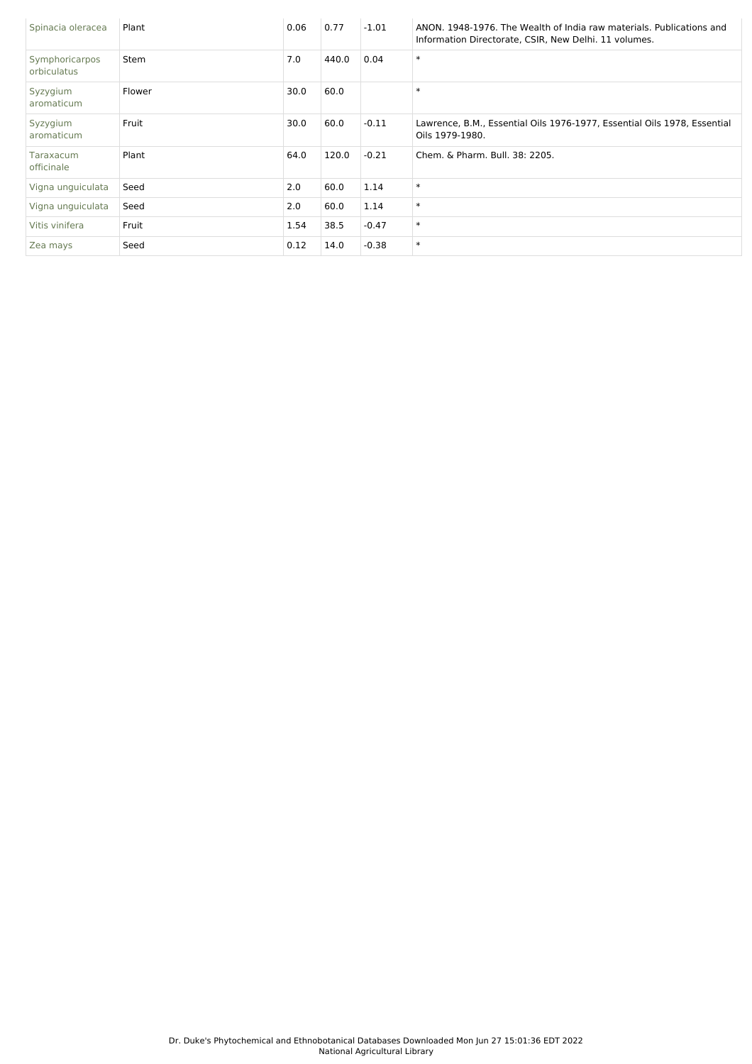| | | | | | |
|---|---|---|---|---|---|
| Spinacia oleracea | Plant | 0.06 | 0.77 | -1.01 | ANON. 1948-1976. The Wealth of India raw materials. Publications and Information Directorate, CSIR, New Delhi. 11 volumes. |
| Symphoricarpos orbiculatus | Stem | 7.0 | 440.0 | 0.04 | * |
| Syzygium aromaticum | Flower | 30.0 | 60.0 | | * |
| Syzygium aromaticum | Fruit | 30.0 | 60.0 | -0.11 | Lawrence, B.M., Essential Oils 1976-1977, Essential Oils 1978, Essential Oils 1979-1980. |
| Taraxacum officinale | Plant | 64.0 | 120.0 | -0.21 | Chem. & Pharm. Bull. 38: 2205. |
| Vigna unguiculata | Seed | 2.0 | 60.0 | 1.14 | * |
| Vigna unguiculata | Seed | 2.0 | 60.0 | 1.14 | * |
| Vitis vinifera | Fruit | 1.54 | 38.5 | -0.47 | * |
| Zea mays | Seed | 0.12 | 14.0 | -0.38 | * |

Dr. Duke's Phytochemical and Ethnobotanical Databases Downloaded Mon Jun 27 15:01:36 EDT 2022
National Agricultural Library